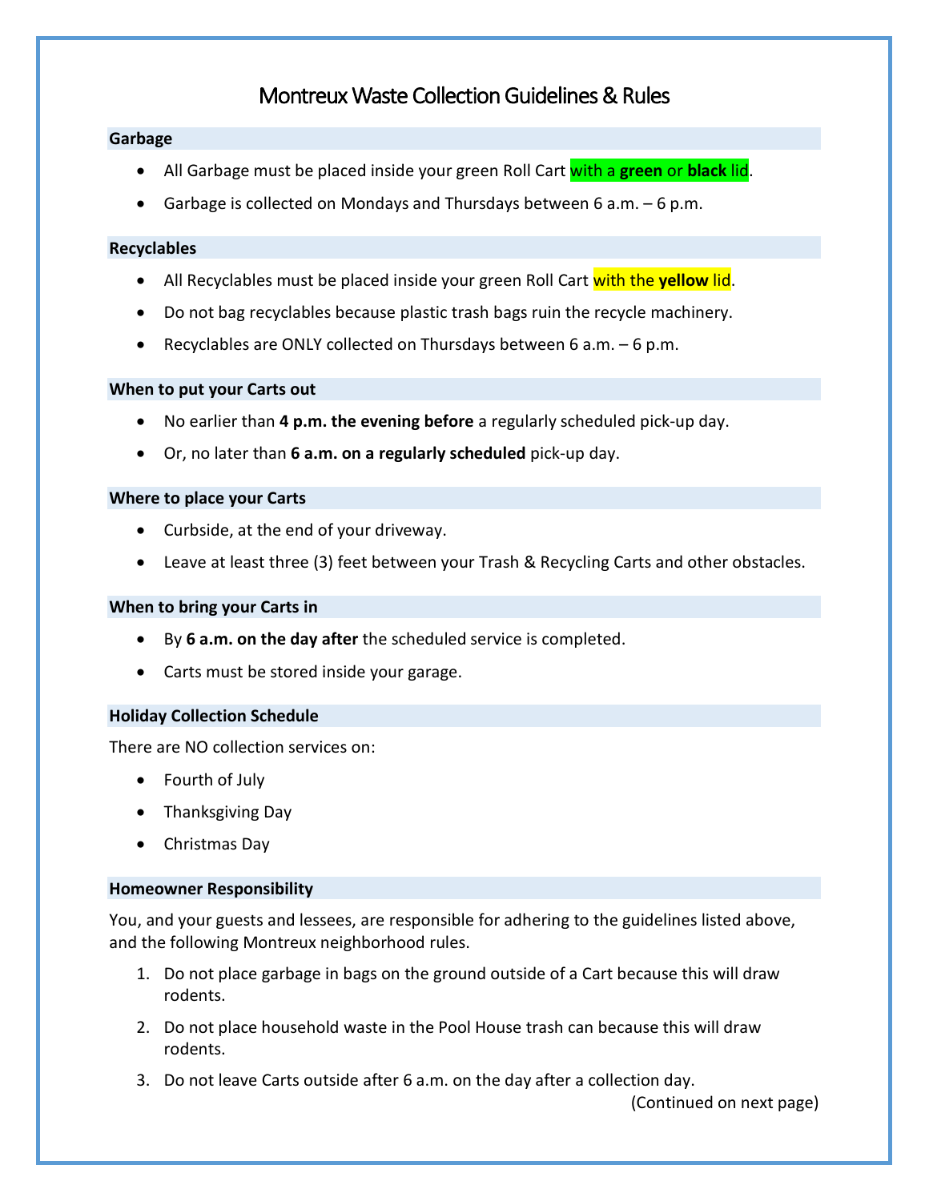# Montreux Waste Collection Guidelines & Rules

## Garbage

- All Garbage must be placed inside your green Roll Cart with a **green** or **black** lid.
- Garbage is collected on Mondays and Thursdays between 6 a.m. – 6 p.m.

## Recyclables

- All Recyclables must be placed inside your green Roll Cart with the **yellow** lid.
- Do not bag recyclables because plastic trash bags ruin the recycle machinery.
- Recyclables are ONLY collected on Thursdays between 6 a.m. – 6 p.m.

## When to put your Carts out

- No earlier than **4 p.m. the evening before** a regularly scheduled pick-up day.
- Or, no later than **6 a.m. on a regularly scheduled** pick-up day.

## Where to place your Carts

- Curbside, at the end of your driveway.
- Leave at least three (3) feet between your Trash & Recycling Carts and other obstacles.

## When to bring your Carts in

- By **6 a.m. on the day after** the scheduled service is completed.
- Carts must be stored inside your garage.

## Holiday Collection Schedule

There are NO collection services on:

- Fourth of July
- Thanksgiving Day
- Christmas Day

## Homeowner Responsibility

You, and your guests and lessees, are responsible for adhering to the guidelines listed above, and the following Montreux neighborhood rules.

1. Do not place garbage in bags on the ground outside of a Cart because this will draw rodents.
2. Do not place household waste in the Pool House trash can because this will draw rodents.
3. Do not leave Carts outside after 6 a.m. on the day after a collection day.

(Continued on next page)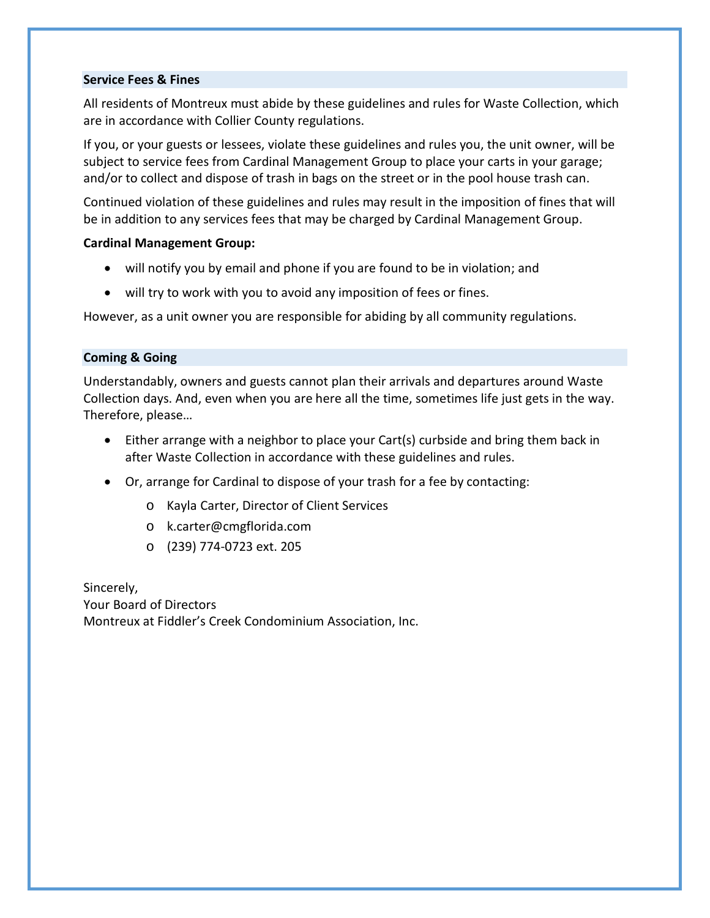## Service Fees & Fines

All residents of Montreux must abide by these guidelines and rules for Waste Collection, which are in accordance with Collier County regulations.

If you, or your guests or lessees, violate these guidelines and rules you, the unit owner, will be subject to service fees from Cardinal Management Group to place your carts in your garage; and/or to collect and dispose of trash in bags on the street or in the pool house trash can.

Continued violation of these guidelines and rules may result in the imposition of fines that will be in addition to any services fees that may be charged by Cardinal Management Group.

**Cardinal Management Group:**

- will notify you by email and phone if you are found to be in violation; and
- will try to work with you to avoid any imposition of fees or fines.

However, as a unit owner you are responsible for abiding by all community regulations.

## Coming & Going

Understandably, owners and guests cannot plan their arrivals and departures around Waste Collection days. And, even when you are here all the time, sometimes life just gets in the way. Therefore, please…

- Either arrange with a neighbor to place your Cart(s) curbside and bring them back in after Waste Collection in accordance with these guidelines and rules.
- Or, arrange for Cardinal to dispose of your trash for a fee by contacting:
  - Kayla Carter, Director of Client Services
  - k.carter@cmgflorida.com
  - (239) 774-0723 ext. 205

Sincerely,
Your Board of Directors
Montreux at Fiddler's Creek Condominium Association, Inc.